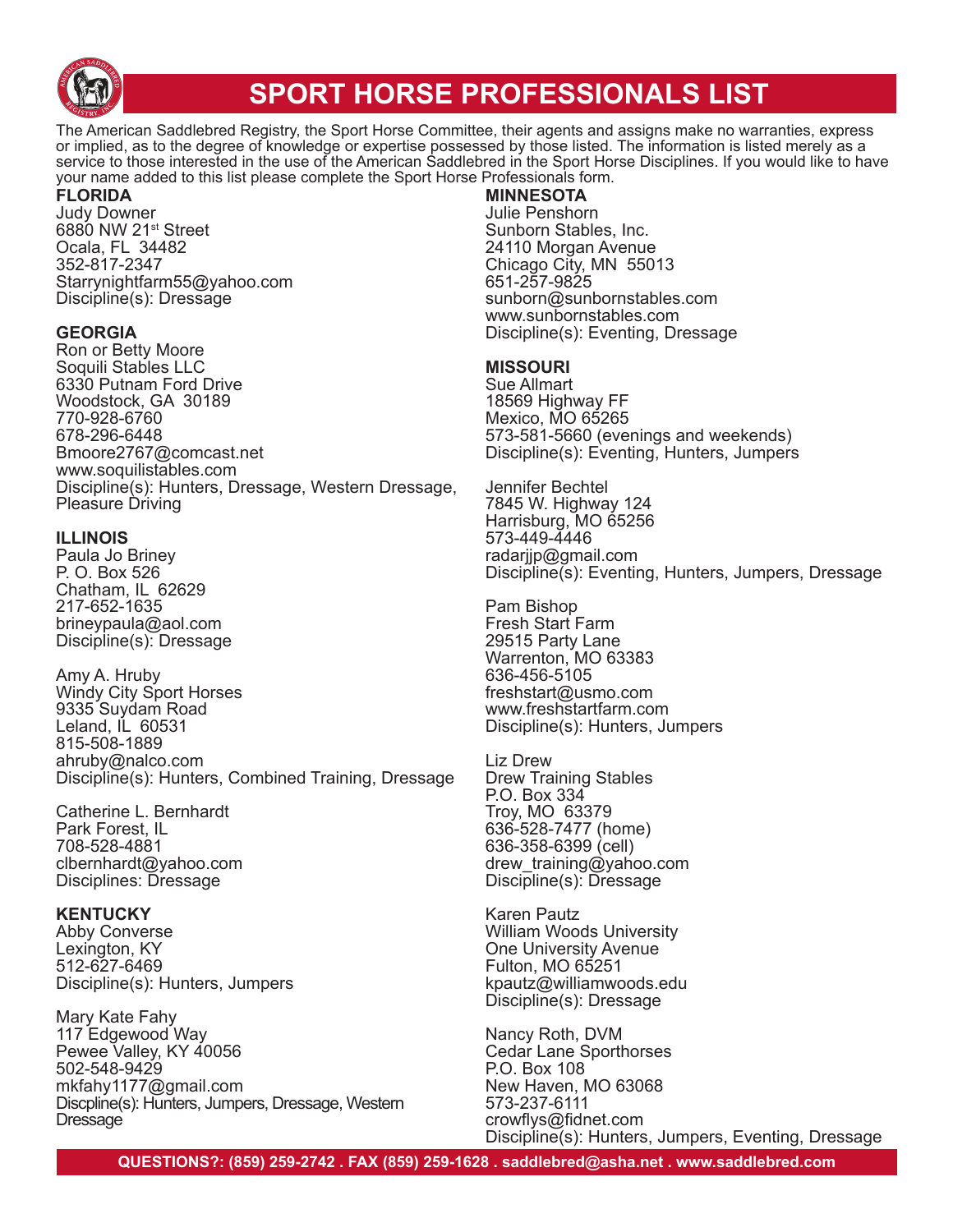# SPORT HORSE PROFESSIONALS LIST

The American Saddlebred Registry, the Sport Horse Committee, their agents and assigns make no warranties, express or implied, as to the degree of knowledge or expertise possessed by those listed. The information is listed merely as a service to those interested in the use of the American Saddlebred in the Sport Horse Disciplines. If you would like to have your name added to this list please complete the Sport Horse Professionals form.

**FLORIDA**

Judy Downer
6880 NW 21st Street
Ocala, FL 34482
352-817-2347
Starrynightfarm55@yahoo.com
Discipline(s): Dressage

**GEORGIA**

Ron or Betty Moore
Soquili Stables LLC
6330 Putnam Ford Drive
Woodstock, GA 30189
770-928-6760
678-296-6448
Bmoore2767@comcast.net
www.soquilistables.com
Discipline(s): Hunters, Dressage, Western Dressage, Pleasure Driving

**ILLINOIS**

Paula Jo Briney
P. O. Box 526
Chatham, IL 62629
217-652-1635
brineypaula@aol.com
Discipline(s): Dressage

Amy A. Hruby
Windy City Sport Horses
9335 Suydam Road
Leland, IL 60531
815-508-1889
ahruby@nalco.com
Discipline(s): Hunters, Combined Training, Dressage

Catherine L. Bernhardt
Park Forest, IL
708-528-4881
clbernhardt@yahoo.com
Disciplines: Dressage

**KENTUCKY**

Abby Converse
Lexington, KY
512-627-6469
Discipline(s): Hunters, Jumpers

Mary Kate Fahy
117 Edgewood Way
Pewee Valley, KY 40056
502-548-9429
mkfahy1177@gmail.com
Discpline(s): Hunters, Jumpers, Dressage, Western Dressage

**MINNESOTA**

Julie Penshorn
Sunborn Stables, Inc.
24110 Morgan Avenue
Chicago City, MN 55013
651-257-9825
sunborn@sunbornstables.com
www.sunbornstables.com
Discipline(s): Eventing, Dressage

**MISSOURI**

Sue Allmart
18569 Highway FF
Mexico, MO 65265
573-581-5660 (evenings and weekends)
Discipline(s): Eventing, Hunters, Jumpers

Jennifer Bechtel
7845 W. Highway 124
Harrisburg, MO 65256
573-449-4446
radarjjp@gmail.com
Discipline(s): Eventing, Hunters, Jumpers, Dressage

Pam Bishop
Fresh Start Farm
29515 Party Lane
Warrenton, MO 63383
636-456-5105
freshstart@usmo.com
www.freshstartfarm.com
Discipline(s): Hunters, Jumpers

Liz Drew
Drew Training Stables
P.O. Box 334
Troy, MO 63379
636-528-7477 (home)
636-358-6399 (cell)
drew_training@yahoo.com
Discipline(s): Dressage

Karen Pautz
William Woods University
One University Avenue
Fulton, MO 65251
kpautz@williamwoods.edu
Discipline(s): Dressage

Nancy Roth, DVM
Cedar Lane Sporthorses
P.O. Box 108
New Haven, MO 63068
573-237-6111
crowflys@fidnet.com
Discipline(s): Hunters, Jumpers, Eventing, Dressage

QUESTIONS?: (859) 259-2742 . FAX (859) 259-1628 . saddlebred@asha.net . www.saddlebred.com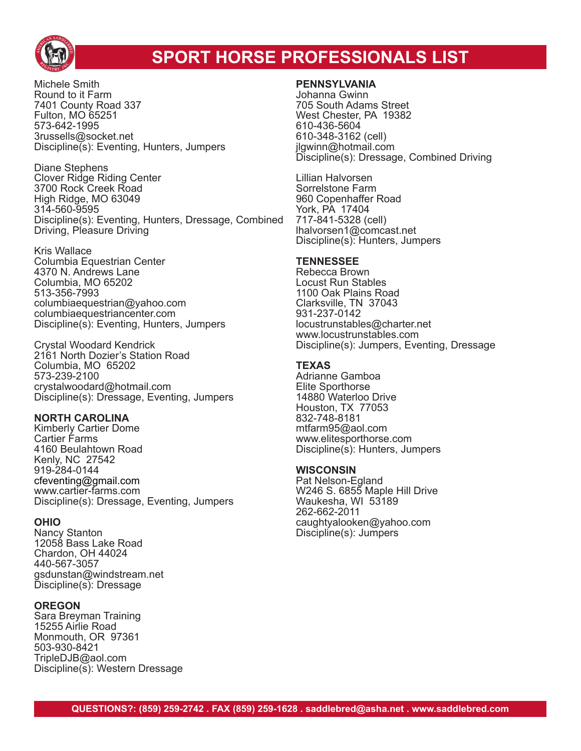# SPORT HORSE PROFESSIONALS LIST

Michele Smith
Round to it Farm
7401 County Road 337
Fulton, MO 65251
573-642-1995
3russells@socket.net
Discipline(s): Eventing, Hunters, Jumpers

Diane Stephens
Clover Ridge Riding Center
3700 Rock Creek Road
High Ridge, MO 63049
314-560-9595
Discipline(s): Eventing, Hunters, Dressage, Combined Driving, Pleasure Driving

Kris Wallace
Columbia Equestrian Center
4370 N. Andrews Lane
Columbia, MO 65202
513-356-7993
columbiaequestrian@yahoo.com
columbiaequestriancenter.com
Discipline(s): Eventing, Hunters, Jumpers

Crystal Woodard Kendrick
2161 North Dozier's Station Road
Columbia, MO 65202
573-239-2100
crystalwoodard@hotmail.com
Discipline(s): Dressage, Eventing, Jumpers

**NORTH CAROLINA**

Kimberly Cartier Dome
Cartier Farms
4160 Beulahtown Road
Kenly, NC 27542
919-284-0144
cfeventing@gmail.com
www.cartier-farms.com
Discipline(s): Dressage, Eventing, Jumpers

**OHIO**

Nancy Stanton
12058 Bass Lake Road
Chardon, OH 44024
440-567-3057
gsdunstan@windstream.net
Discipline(s): Dressage

**OREGON**

Sara Breyman Training
15255 Airlie Road
Monmouth, OR 97361
503-930-8421
TripleDJB@aol.com
Discipline(s): Western Dressage

**PENNSYLVANIA**

Johanna Gwinn
705 South Adams Street
West Chester, PA 19382
610-436-5604
610-348-3162 (cell)
jlgwinn@hotmail.com
Discipline(s): Dressage, Combined Driving

Lillian Halvorsen
Sorrelstone Farm
960 Copenhaffer Road
York, PA 17404
717-841-5328 (cell)
lhalvorsen1@comcast.net
Discipline(s): Hunters, Jumpers

**TENNESSEE**

Rebecca Brown
Locust Run Stables
1100 Oak Plains Road
Clarksville, TN 37043
931-237-0142
locustrunstables@charter.net
www.locustrunstables.com
Discipline(s): Jumpers, Eventing, Dressage

**TEXAS**

Adrianne Gamboa
Elite Sporthorse
14880 Waterloo Drive
Houston, TX 77053
832-748-8181
mtfarm95@aol.com
www.elitesporthorse.com
Discipline(s): Hunters, Jumpers

**WISCONSIN**

Pat Nelson-Egland
W246 S. 6855 Maple Hill Drive
Waukesha, WI 53189
262-662-2011
caughtyalooken@yahoo.com
Discipline(s): Jumpers

**QUESTIONS?: (859) 259-2742 . FAX (859) 259-1628 . saddlebred@asha.net . www.saddlebred.com**